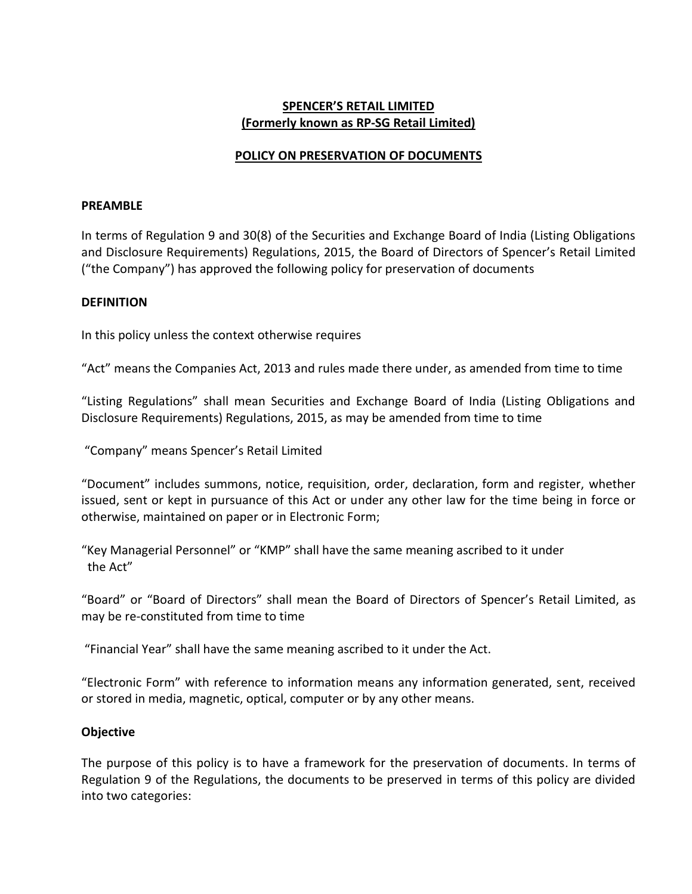**SPENCER'S RETAIL LIMITED**
**(Formerly known as RP-SG Retail Limited)**

**POLICY ON PRESERVATION OF DOCUMENTS**

**PREAMBLE**

In terms of Regulation 9 and 30(8) of the Securities and Exchange Board of India (Listing Obligations and Disclosure Requirements) Regulations, 2015, the Board of Directors of Spencer's Retail Limited ("the Company") has approved the following policy for preservation of documents

**DEFINITION**

In this policy unless the context otherwise requires

"Act" means the Companies Act, 2013 and rules made there under, as amended from time to time

"Listing Regulations" shall mean Securities and Exchange Board of India (Listing Obligations and Disclosure Requirements) Regulations, 2015, as may be amended from time to time

"Company" means Spencer's Retail Limited

"Document" includes summons, notice, requisition, order, declaration, form and register, whether issued, sent or kept in pursuance of this Act or under any other law for the time being in force or otherwise, maintained on paper or in Electronic Form;

"Key Managerial Personnel" or "KMP" shall have the same meaning ascribed to it under the Act"

"Board" or "Board of Directors" shall mean the Board of Directors of Spencer's Retail Limited, as may be re-constituted from time to time

"Financial Year" shall have the same meaning ascribed to it under the Act.

"Electronic Form" with reference to information means any information generated, sent, received or stored in media, magnetic, optical, computer or by any other means.

**Objective**

The purpose of this policy is to have a framework for the preservation of documents. In terms of Regulation 9 of the Regulations, the documents to be preserved in terms of this policy are divided into two categories: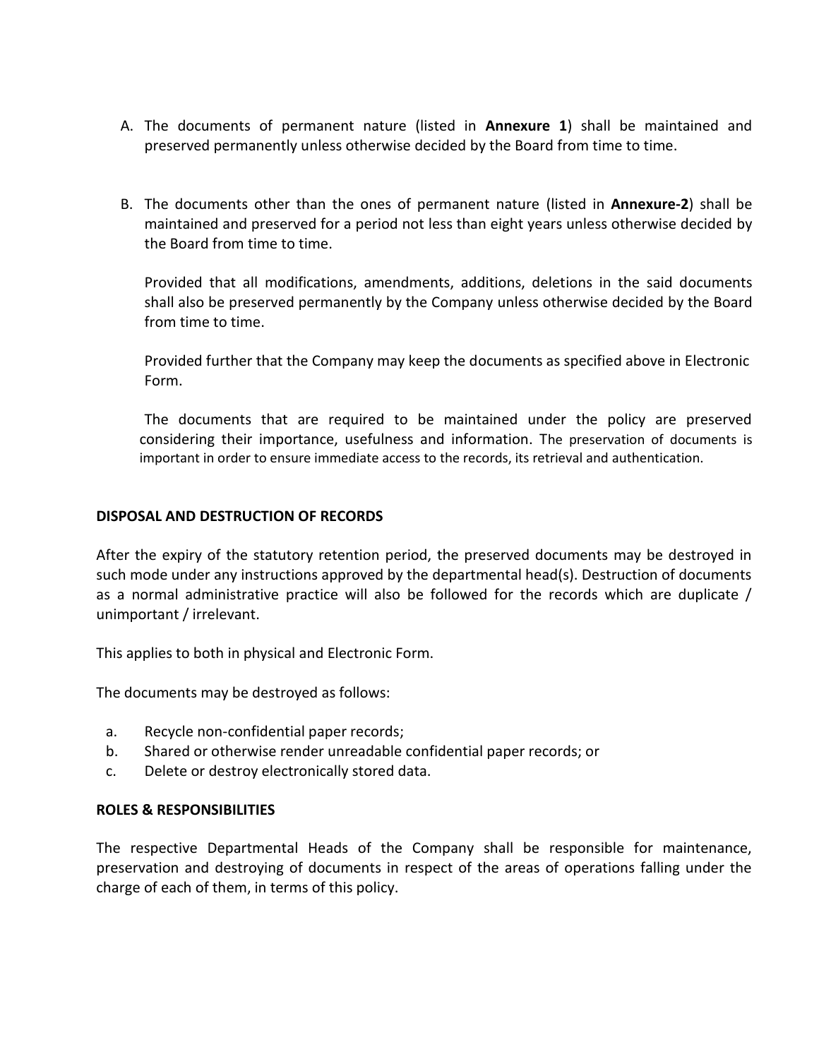A. The documents of permanent nature (listed in **Annexure 1**) shall be maintained and preserved permanently unless otherwise decided by the Board from time to time.

B. The documents other than the ones of permanent nature (listed in **Annexure-2**) shall be maintained and preserved for a period not less than eight years unless otherwise decided by the Board from time to time.

   Provided that all modifications, amendments, additions, deletions in the said documents shall also be preserved permanently by the Company unless otherwise decided by the Board from time to time.

   Provided further that the Company may keep the documents as specified above in Electronic Form.

   The documents that are required to be maintained under the policy are preserved considering their importance, usefulness and information. The preservation of documents is important in order to ensure immediate access to the records, its retrieval and authentication.

**DISPOSAL AND DESTRUCTION OF RECORDS**

After the expiry of the statutory retention period, the preserved documents may be destroyed in such mode under any instructions approved by the departmental head(s). Destruction of documents as a normal administrative practice will also be followed for the records which are duplicate / unimportant / irrelevant.

This applies to both in physical and Electronic Form.

The documents may be destroyed as follows:

a. Recycle non-confidential paper records;
b. Shared or otherwise render unreadable confidential paper records; or
c. Delete or destroy electronically stored data.

**ROLES & RESPONSIBILITIES**

The respective Departmental Heads of the Company shall be responsible for maintenance, preservation and destroying of documents in respect of the areas of operations falling under the charge of each of them, in terms of this policy.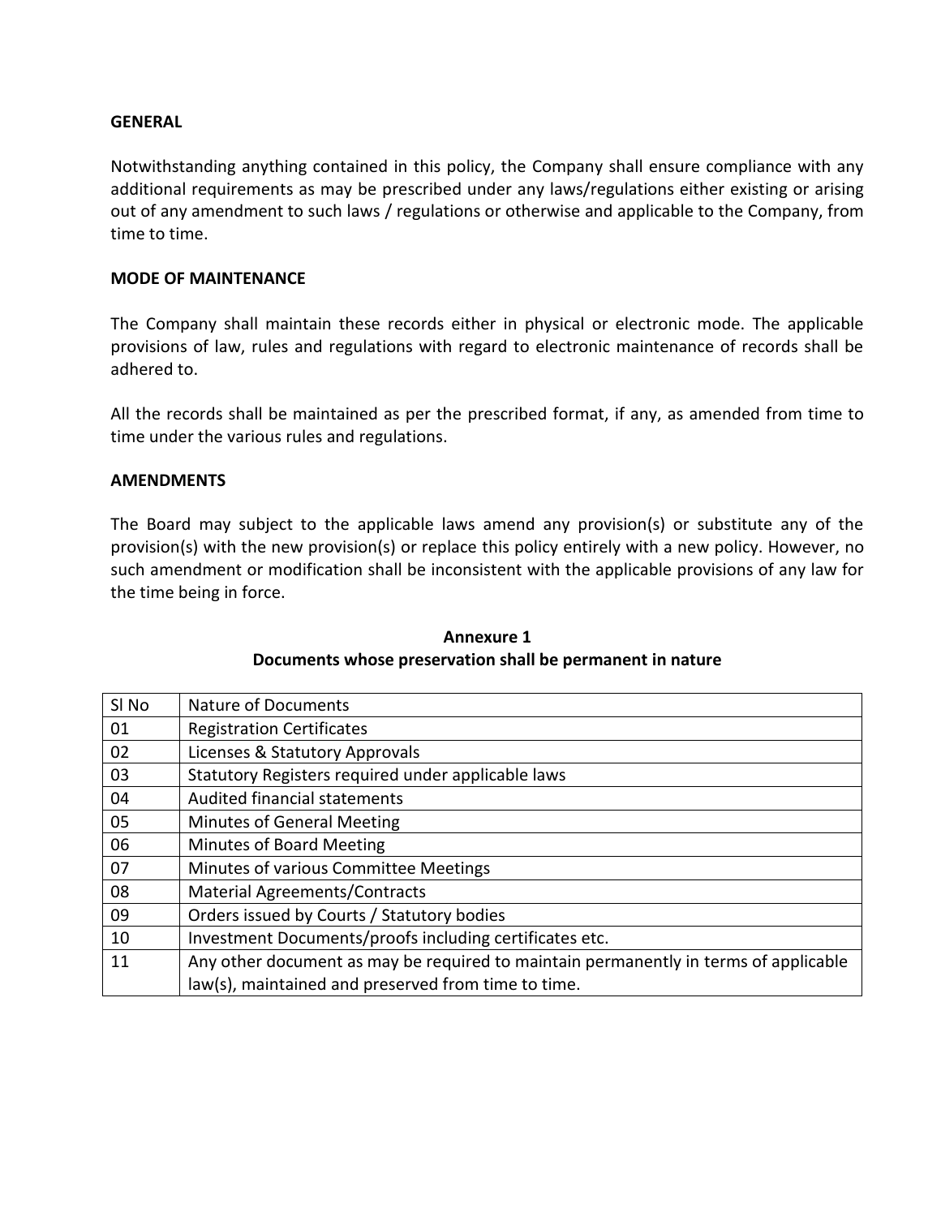**GENERAL**

Notwithstanding anything contained in this policy, the Company shall ensure compliance with any additional requirements as may be prescribed under any laws/regulations either existing or arising out of any amendment to such laws / regulations or otherwise and applicable to the Company, from time to time.

**MODE OF MAINTENANCE**

The Company shall maintain these records either in physical or electronic mode. The applicable provisions of law, rules and regulations with regard to electronic maintenance of records shall be adhered to.

All the records shall be maintained as per the prescribed format, if any, as amended from time to time under the various rules and regulations.

**AMENDMENTS**

The Board may subject to the applicable laws amend any provision(s) or substitute any of the provision(s) with the new provision(s) or replace this policy entirely with a new policy. However, no such amendment or modification shall be inconsistent with the applicable provisions of any law for the time being in force.

**Annexure 1**
**Documents whose preservation shall be permanent in nature**

| Sl No | Nature of Documents |
| --- | --- |
| 01 | Registration Certificates |
| 02 | Licenses & Statutory Approvals |
| 03 | Statutory Registers required under applicable laws |
| 04 | Audited financial statements |
| 05 | Minutes of General Meeting |
| 06 | Minutes of Board Meeting |
| 07 | Minutes of various Committee Meetings |
| 08 | Material Agreements/Contracts |
| 09 | Orders issued by Courts / Statutory bodies |
| 10 | Investment Documents/proofs including certificates etc. |
| 11 | Any other document as may be required to maintain permanently in terms of applicable law(s), maintained and preserved from time to time. |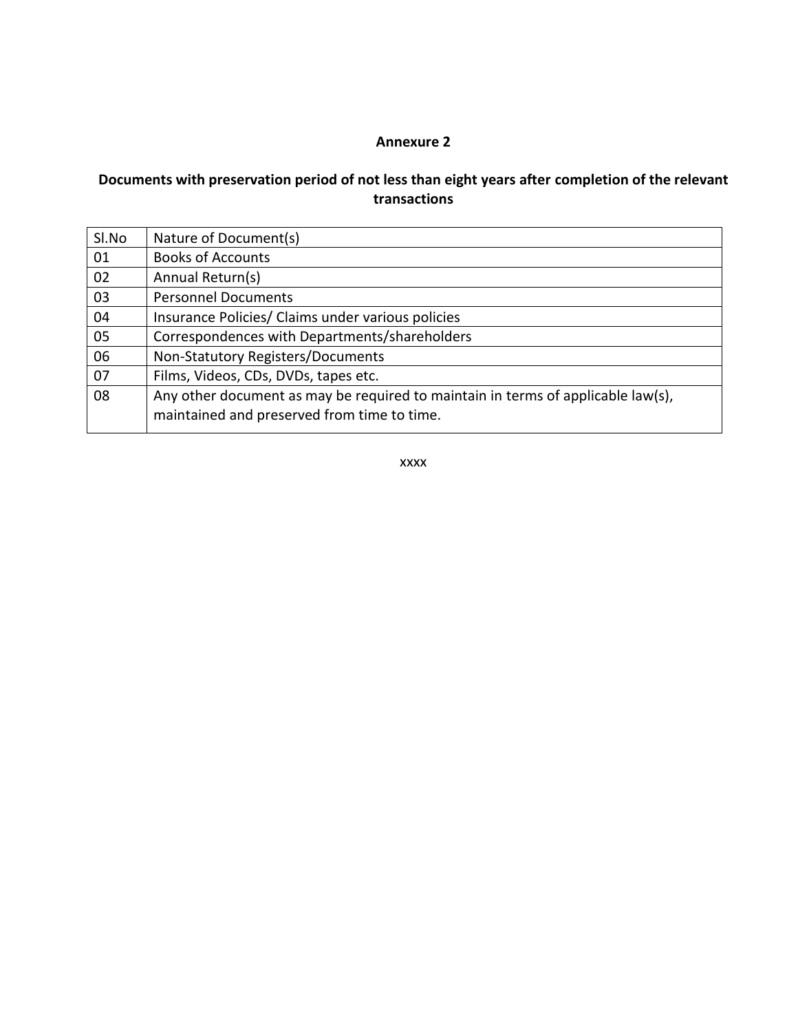**Annexure 2**

**Documents with preservation period of not less than eight years after completion of the relevant transactions**

| Sl.No | Nature of Document(s) |
|---|---|
| 01 | Books of Accounts |
| 02 | Annual Return(s) |
| 03 | Personnel Documents |
| 04 | Insurance Policies/ Claims under various policies |
| 05 | Correspondences with Departments/shareholders |
| 06 | Non-Statutory Registers/Documents |
| 07 | Films, Videos, CDs, DVDs, tapes etc. |
| 08 | Any other document as may be required to maintain in terms of applicable law(s), maintained and preserved from time to time. |

xxxx